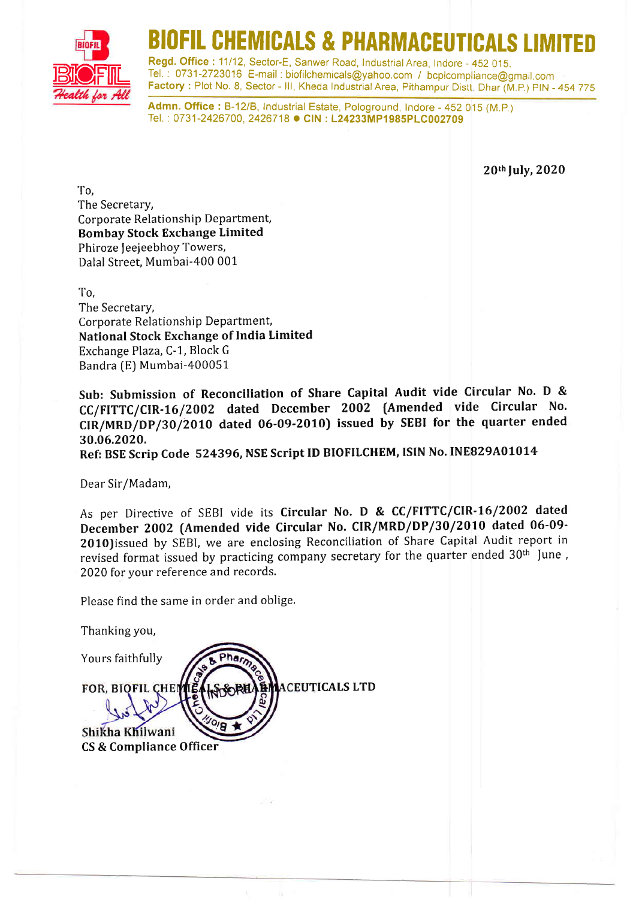# BIOFIL CHEMICALS & PHARMACEUTICALS LIMITED

**Regd. Office :** 11/12, Sector-E, Sanwer Road, Industrial Area, Indore - 452 015.
Tel. : 0731-2723016 E-mail : biofilchemicals@yahoo.com / bcplcompliance@gmail.com
**Factory :** Plot No. 8, Sector - III, Kheda Industrial Area, Pithampur Distt. Dhar (M.P.) PIN - 454 775

**Admn. Office :** B-12/B, Industrial Estate, Pologround, Indore - 452 015 (M.P.)
Tel. : 0731-2426700, 2426718 ● **CIN : L24233MP1985PLC002709**

**20th July, 2020**

To,
The Secretary,
Corporate Relationship Department,
**Bombay Stock Exchange Limited**
Phiroze Jeejeebhoy Towers,
Dalal Street, Mumbai-400 001

To,
The Secretary,
Corporate Relationship Department,
**National Stock Exchange of India Limited**
Exchange Plaza, C-1, Block G
Bandra (E) Mumbai-400051

**Sub: Submission of Reconciliation of Share Capital Audit vide Circular No. D & CC/FITTC/CIR-16/2002 dated December 2002 (Amended vide Circular No. CIR/MRD/DP/30/2010 dated 06-09-2010) issued by SEBI for the quarter ended 30.06.2020.**

**Ref: BSE Scrip Code 524396, NSE Script ID BIOFILCHEM, ISIN No. INE829A01014**

Dear Sir/Madam,

As per Directive of SEBI vide its **Circular No. D & CC/FITTC/CIR-16/2002 dated December 2002 (Amended vide Circular No. CIR/MRD/DP/30/2010 dated 06-09-2010)**issued by SEBI, we are enclosing Reconciliation of Share Capital Audit report in revised format issued by practicing company secretary for the quarter ended 30th June , 2020 for your reference and records.

Please find the same in order and oblige.

Thanking you,

Yours faithfully

**FOR, BIOFIL CHEMICALS & PHARMACEUTICALS LTD**

**Shikha Khilwani**
**CS & Compliance Officer**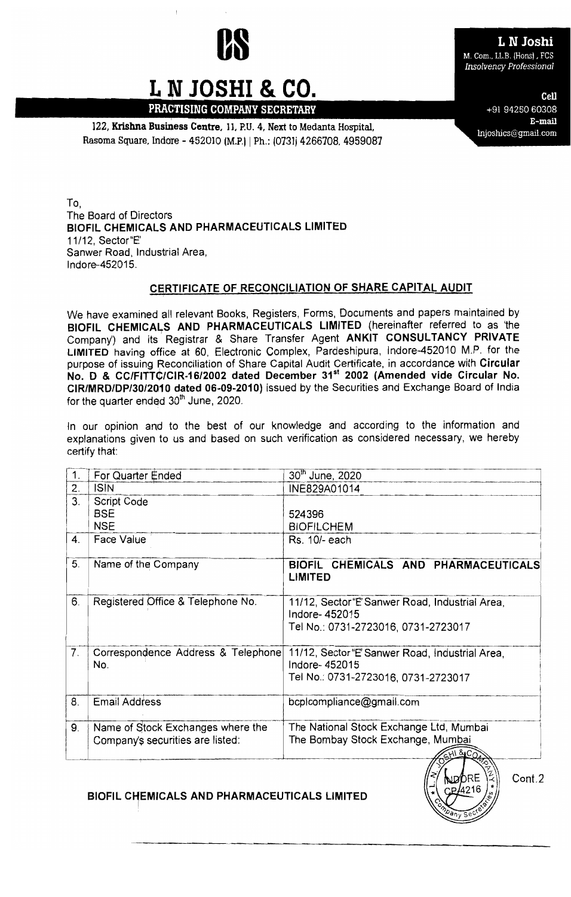# L N JOSHI & CO.

**PRACTISING COMPANY SECRETARY**

122, **Krishna Business Centre**, 11, P.U. 4, Next to Medanta Hospital, Rasoma Square, Indore - 452010 (M.P.) | Ph.: (0731) 4266708, 4959087

**L N Joshi**
M. Com., LL.B. (Hons), FCS
*Insolvency Professional*

**Cell**
+91 94250 60308
**E-mail**
lnjoshics@gmail.com

To,
The Board of Directors
**BIOFIL CHEMICALS AND PHARMACEUTICALS LIMITED**
11/12, Sector"E"
Sanwer Road, Industrial Area,
Indore-452015.

## CERTIFICATE OF RECONCILIATION OF SHARE CAPITAL AUDIT

We have examined all relevant Books, Registers, Forms, Documents and papers maintained by **BIOFIL CHEMICALS AND PHARMACEUTICALS LIMITED** (hereinafter referred to as 'the Company') and its Registrar & Share Transfer Agent **ANKIT CONSULTANCY PRIVATE LIMITED** having office at 60, Electronic Complex, Pardeshipura, Indore-452010 M.P. for the purpose of issuing Reconciliation of Share Capital Audit Certificate, in accordance with **Circular No. D & CC/FITTC/CIR-16/2002 dated December 31st 2002 (Amended vide Circular No. CIR/MRD/DP/30/2010 dated 06-09-2010)** issued by the Securities and Exchange Board of India for the quarter ended 30th June, 2020.

In our opinion and to the best of our knowledge and according to the information and explanations given to us and based on such verification as considered necessary, we hereby certify that:

| | | |
|---|---|---|
| 1. | For Quarter Ended | 30th June, 2020 |
| 2. | ISIN | INE829A01014 |
| 3. | Script Code<br>BSE<br>NSE | <br>524396<br>BIOFILCHEM |
| 4. | Face Value | Rs. 10/- each |
| 5. | Name of the Company | **BIOFIL CHEMICALS AND PHARMACEUTICALS LIMITED** |
| 6. | Registered Office & Telephone No. | 11/12, Sector"E" Sanwer Road, Industrial Area, Indore- 452015<br>Tel No.: 0731-2723016, 0731-2723017 |
| 7. | Correspondence Address & Telephone No. | 11/12, Sector"E" Sanwer Road, Industrial Area, Indore- 452015<br>Tel No.: 0731-2723016, 0731-2723017 |
| 8. | Email Address | bcplcompliance@gmail.com |
| 9. | Name of Stock Exchanges where the Company's securities are listed: | The National Stock Exchange Ltd, Mumbai<br>The Bombay Stock Exchange, Mumbai |

Cont.2

**BIOFIL CHEMICALS AND PHARMACEUTICALS LIMITED**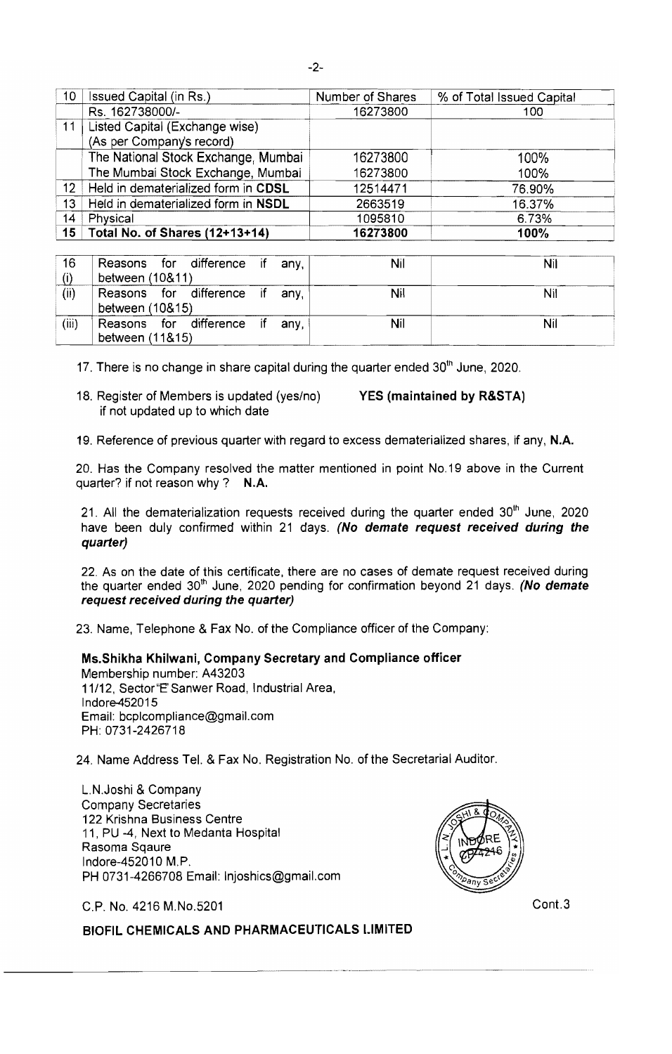| 10 | Issued Capital (in Rs.) | Number of Shares | % of Total Issued Capital |
|---|---|---|---|
| | Rs. 162738000/- | 16273800 | 100 |
| 11 | Listed Capital (Exchange wise) (As per Company's record) | | |
| | The National Stock Exchange, Mumbai | 16273800 | 100% |
| | The Mumbai Stock Exchange, Mumbai | 16273800 | 100% |
| 12 | Held in dematerialized form in **CDSL** | 12514471 | 76.90% |
| 13 | Held in dematerialized form in **NSDL** | 2663519 | 16.37% |
| 14 | Physical | 1095810 | 6.73% |
| **15** | **Total No. of Shares (12+13+14)** | **16273800** | **100%** |

| 16 (i) | Reasons for difference if any, between (10&11) | Nil | Nil |
|---|---|---|---|
| (ii) | Reasons for difference if any, between (10&15) | Nil | Nil |
| (iii) | Reasons for difference if any, between (11&15) | Nil | Nil |

17. There is no change in share capital during the quarter ended 30th June, 2020.

18. Register of Members is updated (yes/no) if not updated up to which date **YES (maintained by R&STA)**

19. Reference of previous quarter with regard to excess dematerialized shares, if any, **N.A.**

20. Has the Company resolved the matter mentioned in point No.19 above in the Current quarter? if not reason why ? **N.A.**

21. All the dematerialization requests received during the quarter ended 30th June, 2020 have been duly confirmed within 21 days. ***(No demate request received during the quarter)***

22. As on the date of this certificate, there are no cases of demate request received during the quarter ended 30th June, 2020 pending for confirmation beyond 21 days. ***(No demate request received during the quarter)***

23. Name, Telephone & Fax No. of the Compliance officer of the Company:

**Ms.Shikha Khilwani, Company Secretary and Compliance officer**
Membership number: A43203
11/12, Sector"E' Sanwer Road, Industrial Area,
Indore-452015
Email: bcplcompliance@gmail.com
PH: 0731-2426718

24. Name Address Tel. & Fax No. Registration No. of the Secretarial Auditor.

L.N.Joshi & Company
Company Secretaries
122 Krishna Business Centre
11, PU -4, Next to Medanta Hospital
Rasoma Sqaure
Indore-452010 M.P.
PH 0731-4266708 Email: lnjoshics@gmail.com

C.P. No. 4216 M.No.5201

Cont.3

**BIOFIL CHEMICALS AND PHARMACEUTICALS LIMITED**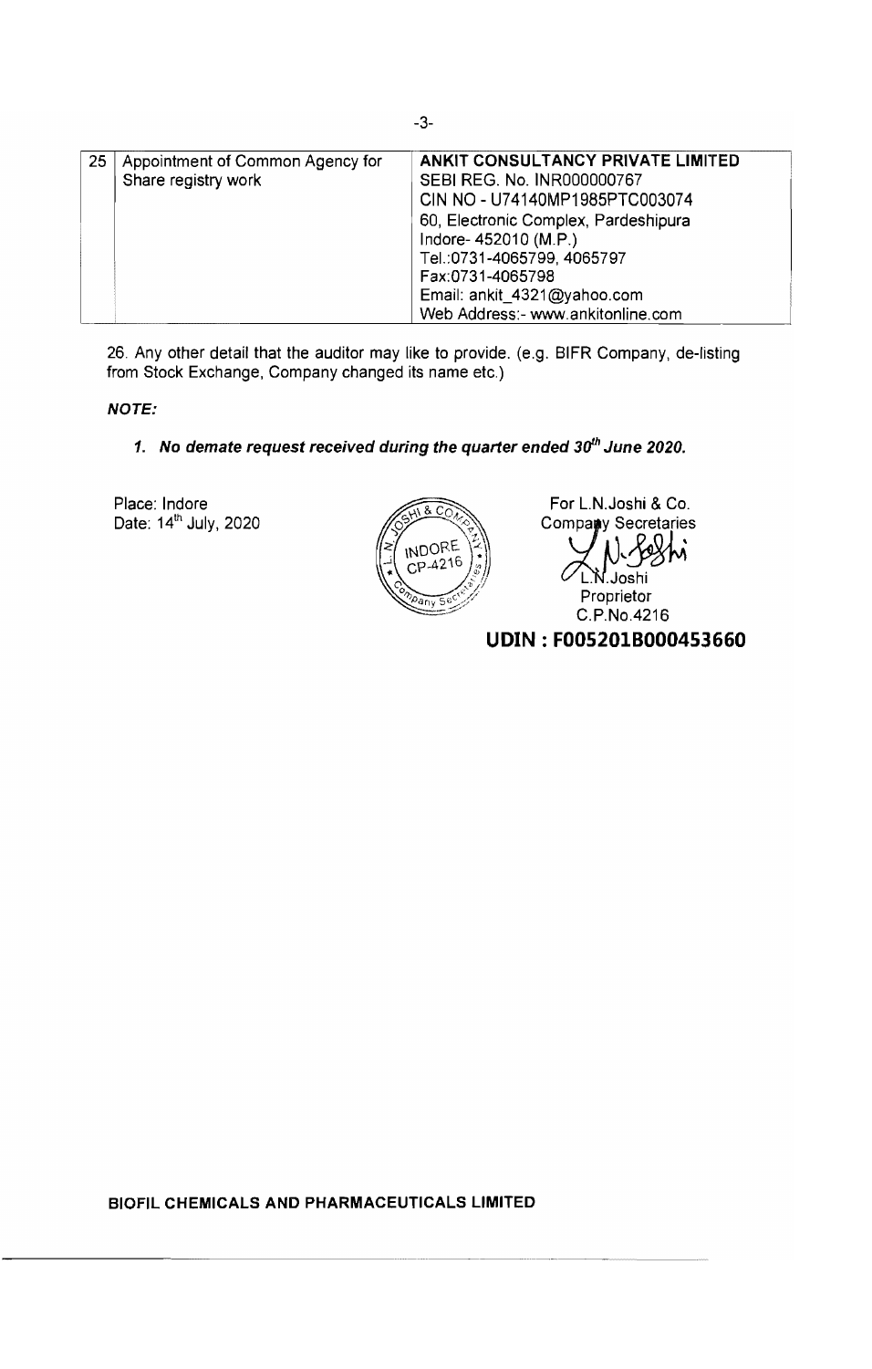| | | |
|---|---|---|
| 25 | Appointment of Common Agency for Share registry work | **ANKIT CONSULTANCY PRIVATE LIMITED**<br>SEBI REG. No. INR000000767<br>CIN NO - U74140MP1985PTC003074<br>60, Electronic Complex, Pardeshipura<br>Indore- 452010 (M.P.)<br>Tel.:0731-4065799, 4065797<br>Fax:0731-4065798<br>Email: ankit_4321@yahoo.com<br>Web Address:- www.ankitonline.com |

26. Any other detail that the auditor may like to provide. (e.g. BIFR Company, de-listing from Stock Exchange, Company changed its name etc.)

***NOTE:***

***1. No demate request received during the quarter ended 30th June 2020.***

Place: Indore
Date: 14th July, 2020

For L.N.Joshi & Co.
Company Secretaries

L.N.Joshi
Proprietor
C.P.No.4216

**UDIN : F005201B000453660**

**BIOFIL CHEMICALS AND PHARMACEUTICALS LIMITED**